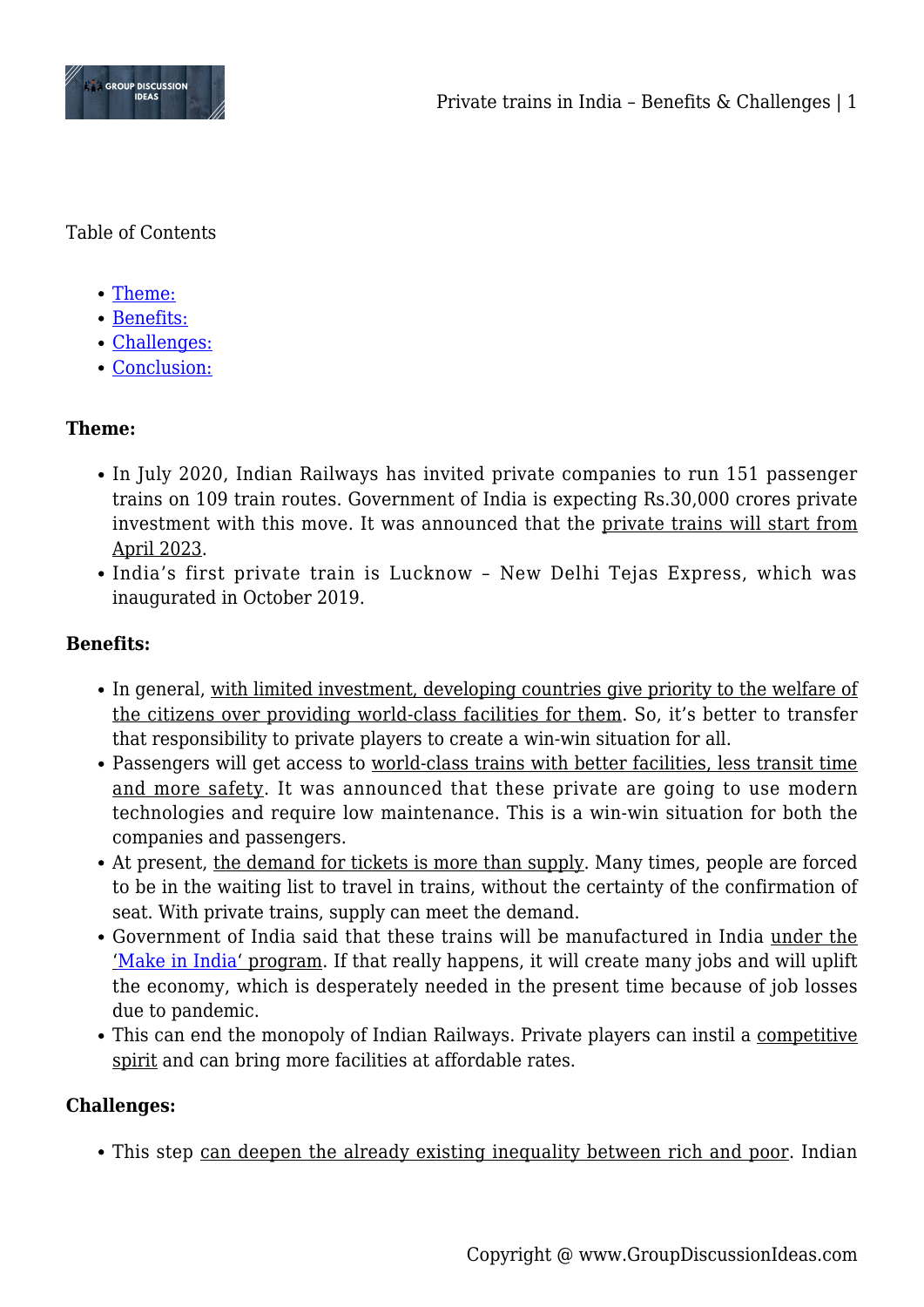Table of Contents

- Theme:
- Benefits:
- Challenges:
- Conclusion:

**Theme:**

- In July 2020, Indian Railways has invited private companies to run 151 passenger trains on 109 train routes. Government of India is expecting Rs.30,000 crores private investment with this move. It was announced that the private trains will start from April 2023.
- India's first private train is Lucknow – New Delhi Tejas Express, which was inaugurated in October 2019.

**Benefits:**

- In general, with limited investment, developing countries give priority to the welfare of the citizens over providing world-class facilities for them. So, it's better to transfer that responsibility to private players to create a win-win situation for all.
- Passengers will get access to world-class trains with better facilities, less transit time and more safety. It was announced that these private are going to use modern technologies and require low maintenance. This is a win-win situation for both the companies and passengers.
- At present, the demand for tickets is more than supply. Many times, people are forced to be in the waiting list to travel in trains, without the certainty of the confirmation of seat. With private trains, supply can meet the demand.
- Government of India said that these trains will be manufactured in India under the 'Make in India' program. If that really happens, it will create many jobs and will uplift the economy, which is desperately needed in the present time because of job losses due to pandemic.
- This can end the monopoly of Indian Railways. Private players can instil a competitive spirit and can bring more facilities at affordable rates.

**Challenges:**

- This step can deepen the already existing inequality between rich and poor. Indian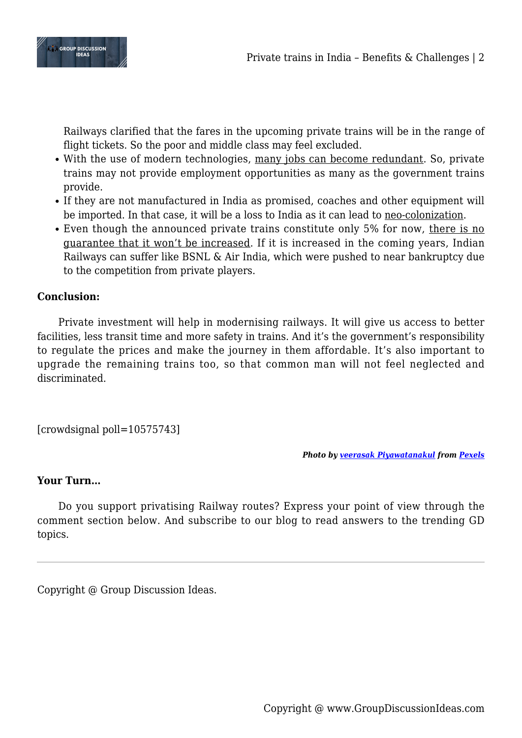Railways clarified that the fares in the upcoming private trains will be in the range of flight tickets. So the poor and middle class may feel excluded.
- With the use of modern technologies, many jobs can become redundant. So, private trains may not provide employment opportunities as many as the government trains provide.
- If they are not manufactured in India as promised, coaches and other equipment will be imported. In that case, it will be a loss to India as it can lead to neo-colonization.
- Even though the announced private trains constitute only 5% for now, there is no guarantee that it won't be increased. If it is increased in the coming years, Indian Railways can suffer like BSNL & Air India, which were pushed to near bankruptcy due to the competition from private players.

**Conclusion:**

Private investment will help in modernising railways. It will give us access to better facilities, less transit time and more safety in trains. And it's the government's responsibility to regulate the prices and make the journey in them affordable. It's also important to upgrade the remaining trains too, so that common man will not feel neglected and discriminated.

[crowdsignal poll=10575743]

***Photo by veerasak Piyawatanakul from Pexels***

**Your Turn…**

Do you support privatising Railway routes? Express your point of view through the comment section below. And subscribe to our blog to read answers to the trending GD topics.

---

Copyright @ Group Discussion Ideas.